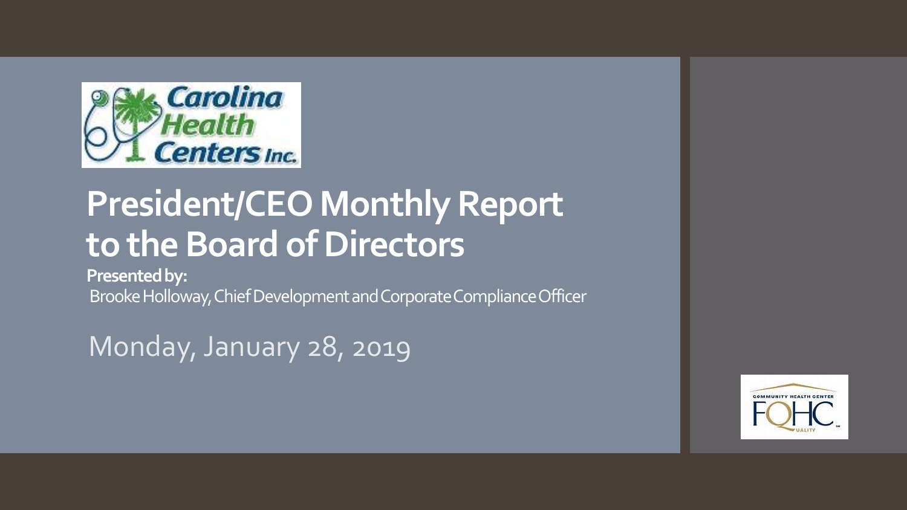Carolina Health Centers Inc.

# President/CEO Monthly Report to the Board of Directors

**Presented by:**

Brooke Holloway, Chief Development and Corporate Compliance Officer

Monday, January 28, 2019

COMMUNITY HEALTH CENTER FQHC QUALITY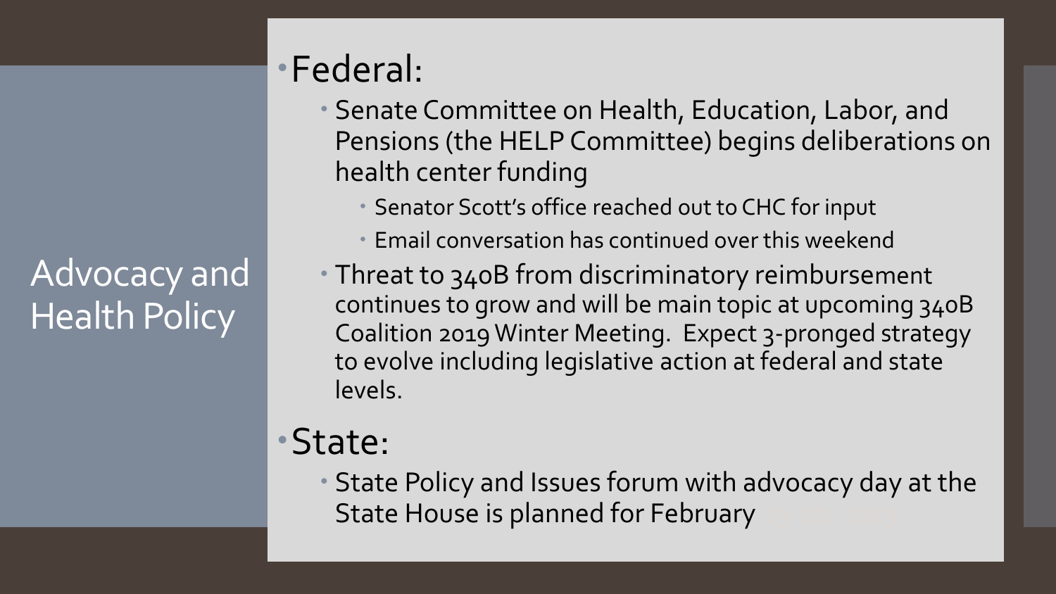# Advocacy and Health Policy

- Federal:
  - Senate Committee on Health, Education, Labor, and Pensions (the HELP Committee) begins deliberations on health center funding
    - Senator Scott's office reached out to CHC for input
    - Email conversation has continued over this weekend
  - Threat to 340B from discriminatory reimbursement continues to grow and will be main topic at upcoming 340B Coalition 2019 Winter Meeting. Expect 3-pronged strategy to evolve including legislative action at federal and state levels.
- State:
  - State Policy and Issues forum with advocacy day at the State House is planned for February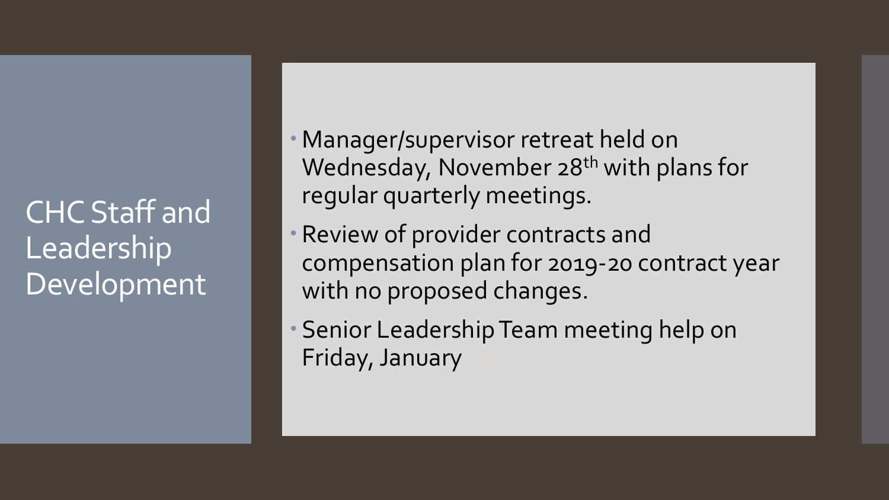# CHC Staff and Leadership Development

- Manager/supervisor retreat held on Wednesday, November 28th with plans for regular quarterly meetings.
- Review of provider contracts and compensation plan for 2019-20 contract year with no proposed changes.
- Senior Leadership Team meeting help on Friday, January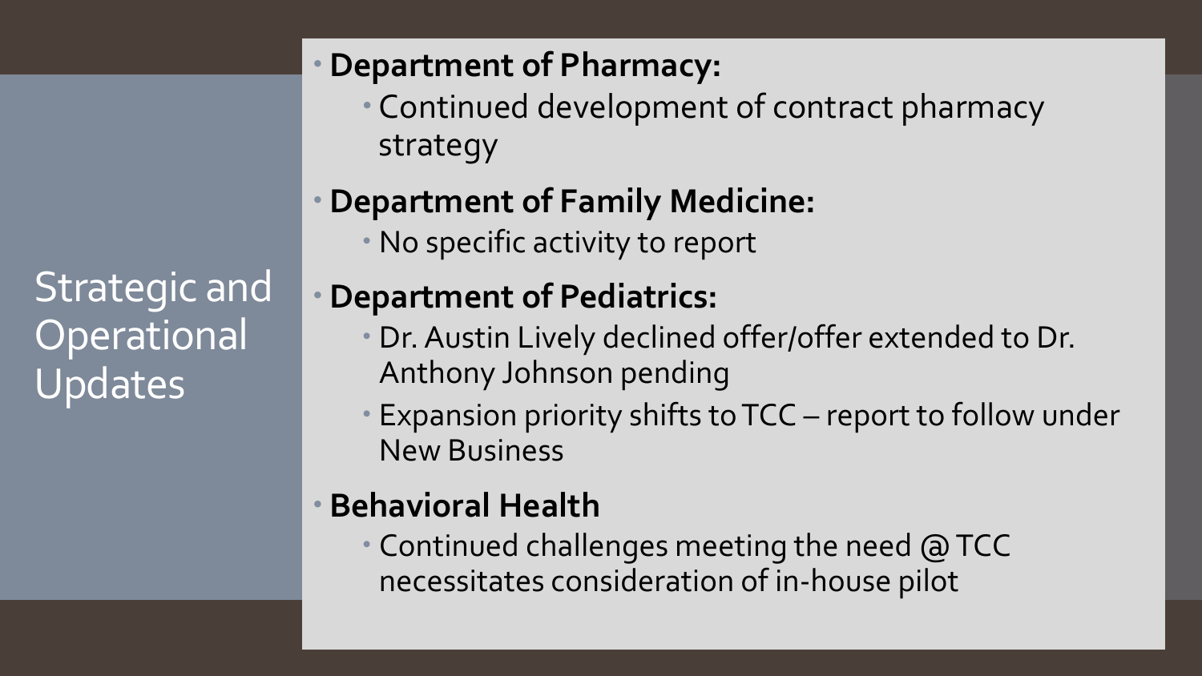# Strategic and Operational Updates

- **Department of Pharmacy:**
  - Continued development of contract pharmacy strategy
- **Department of Family Medicine:**
  - No specific activity to report
- **Department of Pediatrics:**
  - Dr. Austin Lively declined offer/offer extended to Dr. Anthony Johnson pending
  - Expansion priority shifts to TCC – report to follow under New Business
- **Behavioral Health**
  - Continued challenges meeting the need @ TCC necessitates consideration of in-house pilot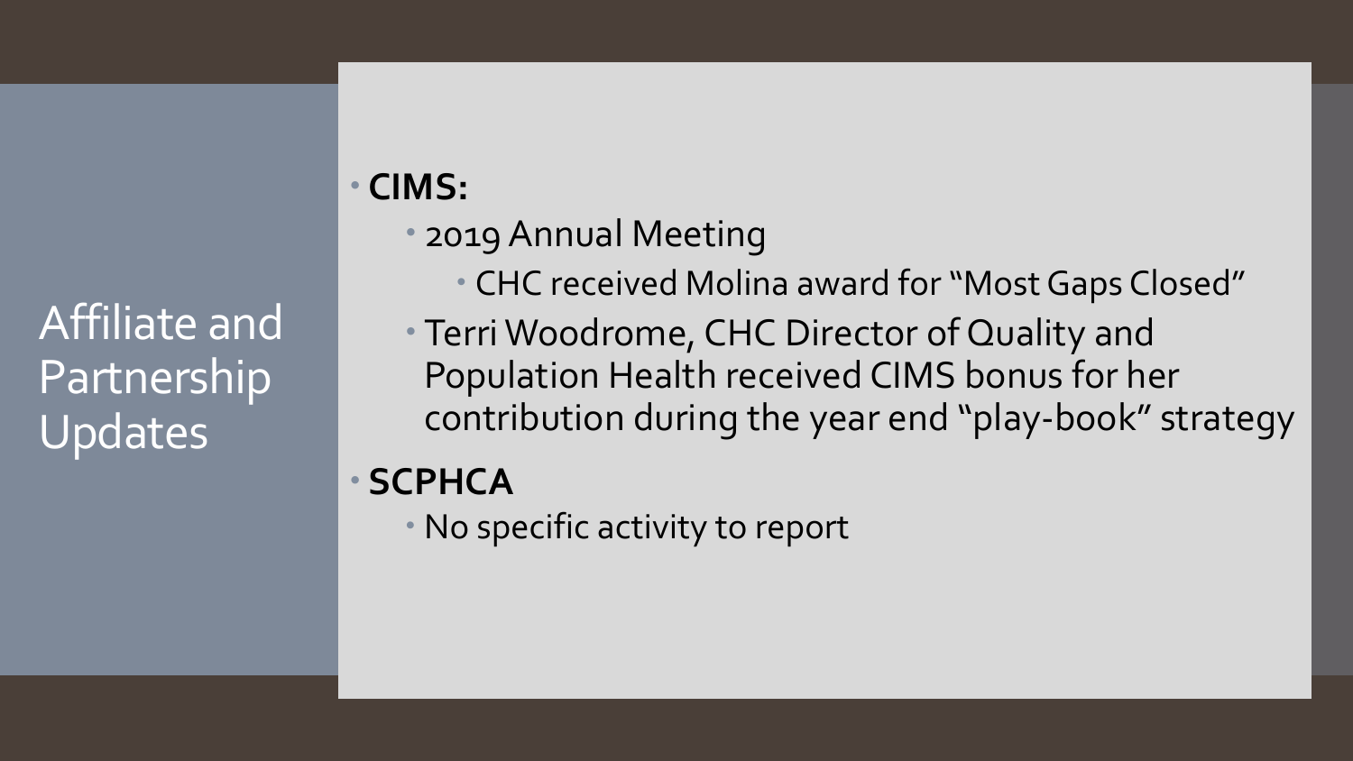# Affiliate and Partnership Updates

- **CIMS:**
  - 2019 Annual Meeting
    - CHC received Molina award for "Most Gaps Closed"
  - Terri Woodrome, CHC Director of Quality and Population Health received CIMS bonus for her contribution during the year end "play-book" strategy
- **SCPHCA**
  - No specific activity to report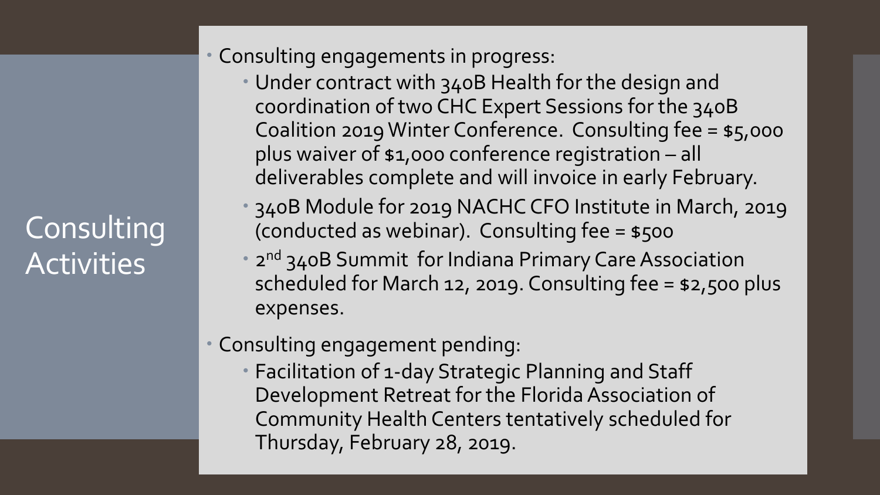# Consulting Activities

- Consulting engagements in progress:
  - Under contract with 340B Health for the design and coordination of two CHC Expert Sessions for the 340B Coalition 2019 Winter Conference. Consulting fee = $5,000 plus waiver of $1,000 conference registration – all deliverables complete and will invoice in early February.
  - 340B Module for 2019 NACHC CFO Institute in March, 2019 (conducted as webinar). Consulting fee = $500
  - 2nd 340B Summit for Indiana Primary Care Association scheduled for March 12, 2019. Consulting fee = $2,500 plus expenses.
- Consulting engagement pending:
  - Facilitation of 1-day Strategic Planning and Staff Development Retreat for the Florida Association of Community Health Centers tentatively scheduled for Thursday, February 28, 2019.